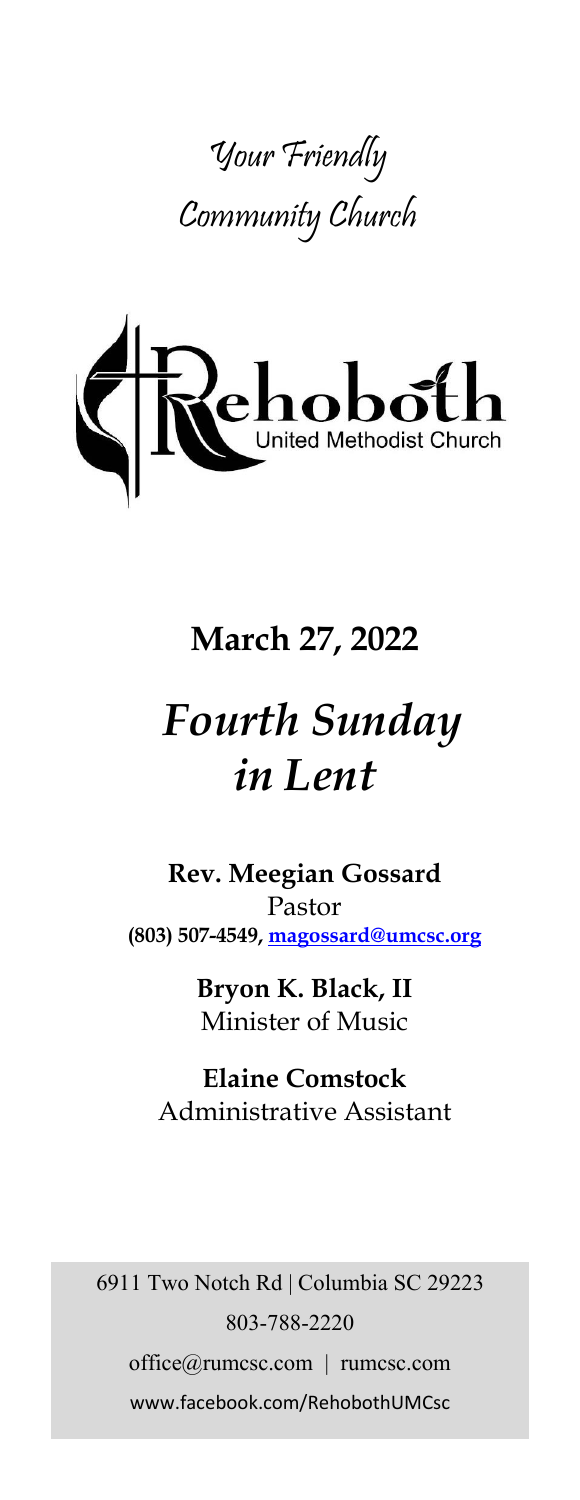Your Friendly Community Church

Rehoboth United Methodist Church

## March 27, 2022

# *Fourth Sunday in Lent*

**Rev. Meegian Gossard**
Pastor
**(803) 507-4549, magossard@umcsc.org**

**Bryon K. Black, II**
Minister of Music

**Elaine Comstock**
Administrative Assistant

6911 Two Notch Rd | Columbia SC 29223
803-788-2220
office@rumcsc.com | rumcsc.com
www.facebook.com/RehobothUMCsc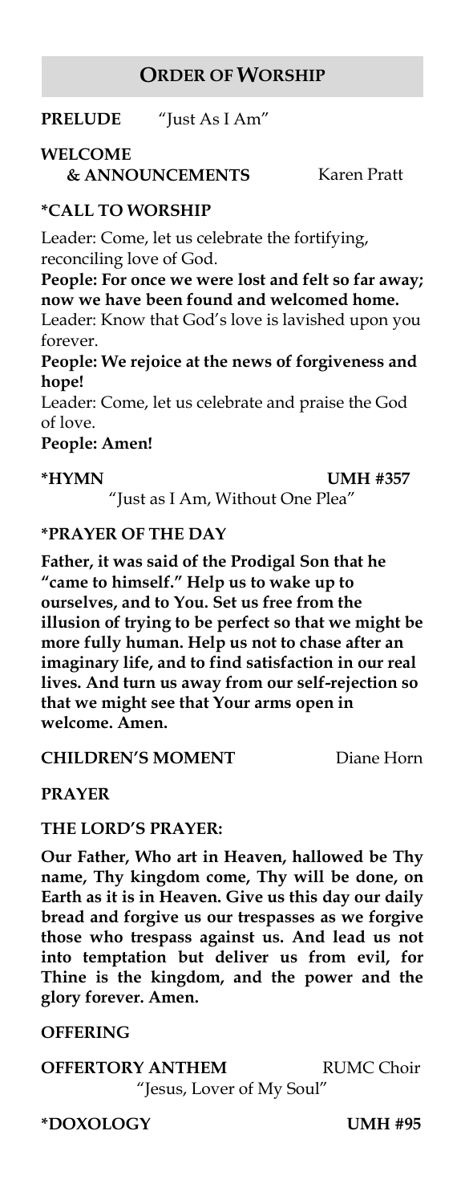## ORDER OF WORSHIP

**PRELUDE** "Just As I Am"

**WELCOME & ANNOUNCEMENTS** Karen Pratt

**\*CALL TO WORSHIP**

Leader: Come, let us celebrate the fortifying, reconciling love of God.

**People: For once we were lost and felt so far away; now we have been found and welcomed home.**

Leader: Know that God's love is lavished upon you forever.

**People: We rejoice at the news of forgiveness and hope!**

Leader: Come, let us celebrate and praise the God of love.

**People: Amen!**

**\*HYMN** **UMH #357**
"Just as I Am, Without One Plea"

**\*PRAYER OF THE DAY**

**Father, it was said of the Prodigal Son that he "came to himself." Help us to wake up to ourselves, and to You. Set us free from the illusion of trying to be perfect so that we might be more fully human. Help us not to chase after an imaginary life, and to find satisfaction in our real lives. And turn us away from our self-rejection so that we might see that Your arms open in welcome. Amen.**

**CHILDREN'S MOMENT** Diane Horn

**PRAYER**

**THE LORD'S PRAYER:**

**Our Father, Who art in Heaven, hallowed be Thy name, Thy kingdom come, Thy will be done, on Earth as it is in Heaven. Give us this day our daily bread and forgive us our trespasses as we forgive those who trespass against us. And lead us not into temptation but deliver us from evil, for Thine is the kingdom, and the power and the glory forever. Amen.**

**OFFERING**

**OFFERTORY ANTHEM** RUMC Choir
"Jesus, Lover of My Soul"

**\*DOXOLOGY** **UMH #95**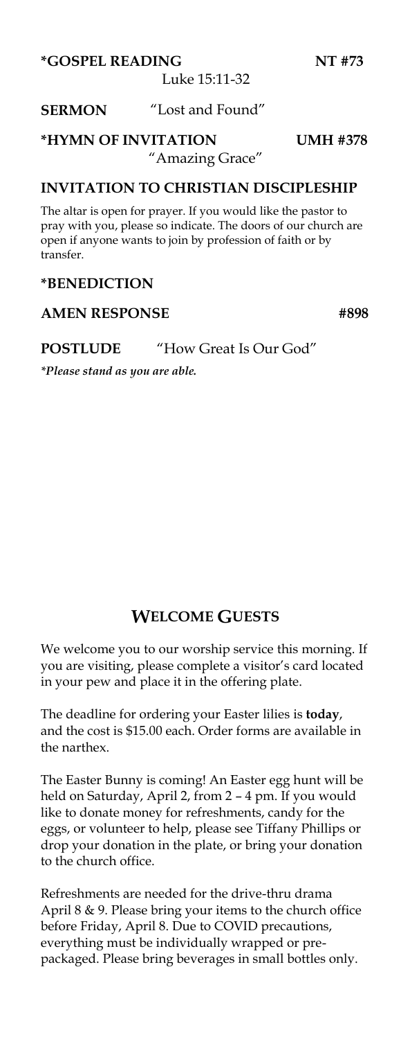**\*GOSPEL READING** **NT #73**

Luke 15:11-32

**SERMON** "Lost and Found"

**\*HYMN OF INVITATION** **UMH #378**

"Amazing Grace"

**INVITATION TO CHRISTIAN DISCIPLESHIP**

The altar is open for prayer. If you would like the pastor to pray with you, please so indicate. The doors of our church are open if anyone wants to join by profession of faith or by transfer.

**\*BENEDICTION**

**AMEN RESPONSE** **#898**

**POSTLUDE** "How Great Is Our God"

*\*Please stand as you are able.*

## WELCOME GUESTS

We welcome you to our worship service this morning. If you are visiting, please complete a visitor's card located in your pew and place it in the offering plate.

The deadline for ordering your Easter lilies is **today**, and the cost is $15.00 each. Order forms are available in the narthex.

The Easter Bunny is coming! An Easter egg hunt will be held on Saturday, April 2, from 2 – 4 pm. If you would like to donate money for refreshments, candy for the eggs, or volunteer to help, please see Tiffany Phillips or drop your donation in the plate, or bring your donation to the church office.

Refreshments are needed for the drive-thru drama April 8 & 9. Please bring your items to the church office before Friday, April 8. Due to COVID precautions, everything must be individually wrapped or pre-packaged. Please bring beverages in small bottles only.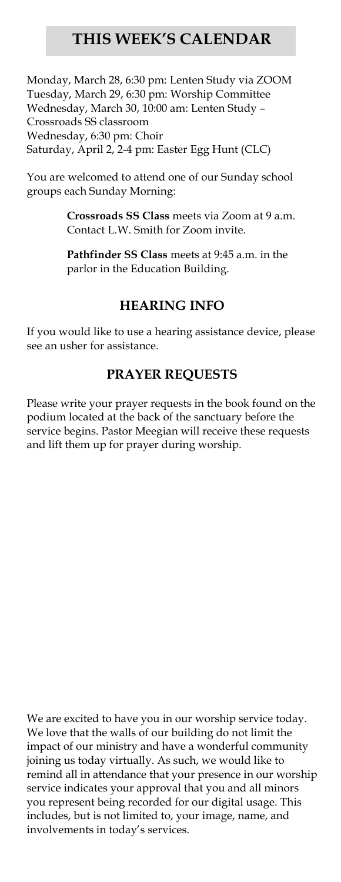## THIS WEEK'S CALENDAR

Monday, March 28, 6:30 pm: Lenten Study via ZOOM
Tuesday, March 29, 6:30 pm: Worship Committee
Wednesday, March 30, 10:00 am: Lenten Study – Crossroads SS classroom
Wednesday, 6:30 pm: Choir
Saturday, April 2, 2-4 pm: Easter Egg Hunt (CLC)

You are welcomed to attend one of our Sunday school groups each Sunday Morning:

> **Crossroads SS Class** meets via Zoom at 9 a.m. Contact L.W. Smith for Zoom invite.
>
> **Pathfinder SS Class** meets at 9:45 a.m. in the parlor in the Education Building.

## HEARING INFO

If you would like to use a hearing assistance device, please see an usher for assistance.

## PRAYER REQUESTS

Please write your prayer requests in the book found on the podium located at the back of the sanctuary before the service begins. Pastor Meegian will receive these requests and lift them up for prayer during worship.

We are excited to have you in our worship service today. We love that the walls of our building do not limit the impact of our ministry and have a wonderful community joining us today virtually. As such, we would like to remind all in attendance that your presence in our worship service indicates your approval that you and all minors you represent being recorded for our digital usage. This includes, but is not limited to, your image, name, and involvements in today's services.